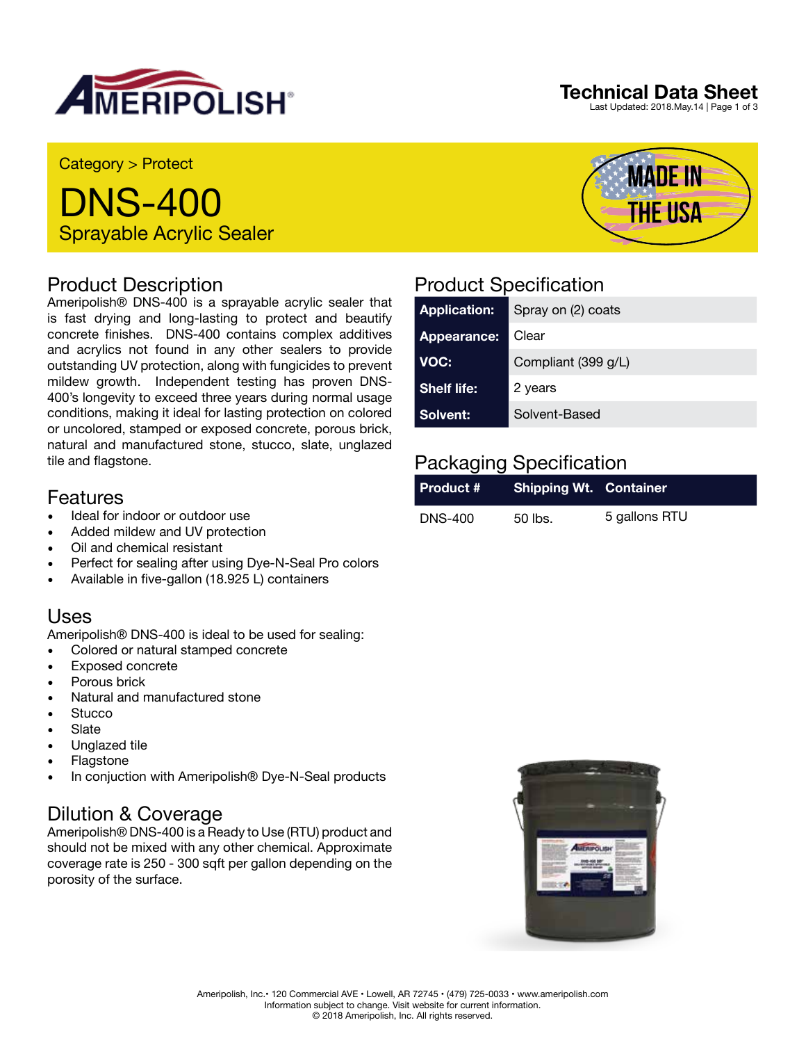Technical Data Sheet

Last Updated: 2018.May.14

Category > Protect

# DNS-400

Sprayable Acrylic Sealer

## Product Description

Ameripolish® DNS-400 is a sprayable acrylic sealer that is fast drying and long-lasting to protect and beautify concrete finishes. DNS-400 contains complex additives and acrylics not found in any other sealers to provide outstanding UV protection, along with fungicides to prevent mildew growth. Independent testing has proven DNS-400's longevity to exceed three years during normal usage conditions, making it ideal for lasting protection on colored or uncolored, stamped or exposed concrete, porous brick, natural and manufactured stone, stucco, slate, unglazed tile and flagstone.

## Features

- Ideal for indoor or outdoor use
- Added mildew and UV protection
- Oil and chemical resistant
- Perfect for sealing after using Dye-N-Seal Pro colors
- Available in five-gallon (18.925 L) containers

## Uses

Ameripolish® DNS-400 is ideal to be used for sealing:

- Colored or natural stamped concrete
- Exposed concrete
- Porous brick
- Natural and manufactured stone
- Stucco
- Slate
- Unglazed tile
- Flagstone
- In conjuction with Ameripolish® Dye-N-Seal products

## Dilution & Coverage

Ameripolish® DNS-400 is a Ready to Use (RTU) product and should not be mixed with any other chemical. Approximate coverage rate is 250 - 300 sqft per gallon depending on the porosity of the surface.

## Product Specification

| | |
|---|---|
| **Application:** | Spray on (2) coats |
| **Appearance:** | Clear |
| **VOC:** | Compliant (399 g/L) |
| **Shelf life:** | 2 years |
| **Solvent:** | Solvent-Based |

## Packaging Specification

| Product # | Shipping Wt. | Container |
|---|---|---|
| DNS-400 | 50 lbs. | 5 gallons RTU |

Ameripolish, Inc.• 120 Commercial AVE • Lowell, AR 72745 • (479) 725-0033 • www.ameripolish.com
Information subject to change. Visit website for current information.
© 2018 Ameripolish, Inc. All rights reserved.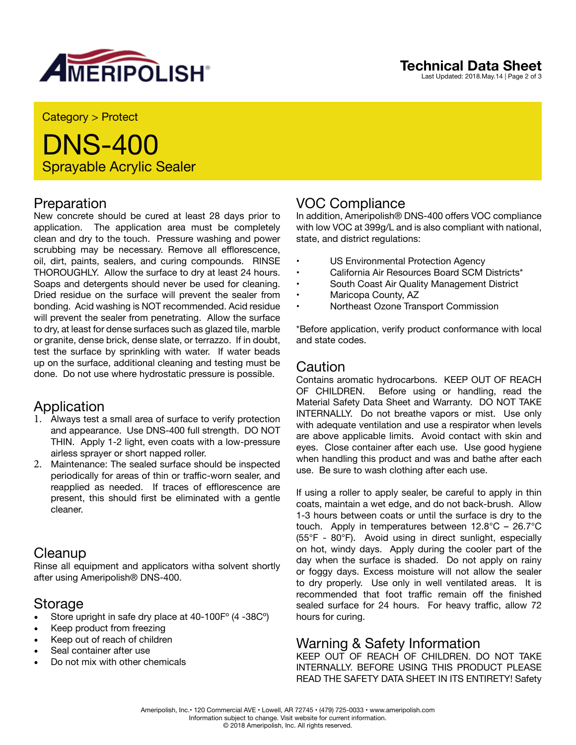Category > Protect

# DNS-400

Sprayable Acrylic Sealer

## Preparation

New concrete should be cured at least 28 days prior to application. The application area must be completely clean and dry to the touch. Pressure washing and power scrubbing may be necessary. Remove all efflorescence, oil, dirt, paints, sealers, and curing compounds. RINSE THOROUGHLY. Allow the surface to dry at least 24 hours. Soaps and detergents should never be used for cleaning. Dried residue on the surface will prevent the sealer from bonding. Acid washing is NOT recommended. Acid residue will prevent the sealer from penetrating. Allow the surface to dry, at least for dense surfaces such as glazed tile, marble or granite, dense brick, dense slate, or terrazzo. If in doubt, test the surface by sprinkling with water. If water beads up on the surface, additional cleaning and testing must be done. Do not use where hydrostatic pressure is possible.

## Application

1. Always test a small area of surface to verify protection and appearance. Use DNS-400 full strength. DO NOT THIN. Apply 1-2 light, even coats with a low-pressure airless sprayer or short napped roller.
2. Maintenance: The sealed surface should be inspected periodically for areas of thin or traffic-worn sealer, and reapplied as needed. If traces of efflorescence are present, this should first be eliminated with a gentle cleaner.

## Cleanup

Rinse all equipment and applicators witha solvent shortly after using Ameripolish® DNS-400.

## Storage

- Store upright in safe dry place at 40-100F° (4 -38C°)
- Keep product from freezing
- Keep out of reach of children
- Seal container after use
- Do not mix with other chemicals

## VOC Compliance

In addition, Ameripolish® DNS-400 offers VOC compliance with low VOC at 399g/L and is also compliant with national, state, and district regulations:

- US Environmental Protection Agency
- California Air Resources Board SCM Districts*
- South Coast Air Quality Management District
- Maricopa County, AZ
- Northeast Ozone Transport Commission

*Before application, verify product conformance with local and state codes.

## Caution

Contains aromatic hydrocarbons. KEEP OUT OF REACH OF CHILDREN. Before using or handling, read the Material Safety Data Sheet and Warranty. DO NOT TAKE INTERNALLY. Do not breathe vapors or mist. Use only with adequate ventilation and use a respirator when levels are above applicable limits. Avoid contact with skin and eyes. Close container after each use. Use good hygiene when handling this product and was and bathe after each use. Be sure to wash clothing after each use.

If using a roller to apply sealer, be careful to apply in thin coats, maintain a wet edge, and do not back-brush. Allow 1-3 hours between coats or until the surface is dry to the touch. Apply in temperatures between 12.8°C – 26.7°C (55°F - 80°F). Avoid using in direct sunlight, especially on hot, windy days. Apply during the cooler part of the day when the surface is shaded. Do not apply on rainy or foggy days. Excess moisture will not allow the sealer to dry properly. Use only in well ventilated areas. It is recommended that foot traffic remain off the finished sealed surface for 24 hours. For heavy traffic, allow 72 hours for curing.

## Warning & Safety Information

KEEP OUT OF REACH OF CHILDREN. DO NOT TAKE INTERNALLY. BEFORE USING THIS PRODUCT PLEASE READ THE SAFETY DATA SHEET IN ITS ENTIRETY! Safety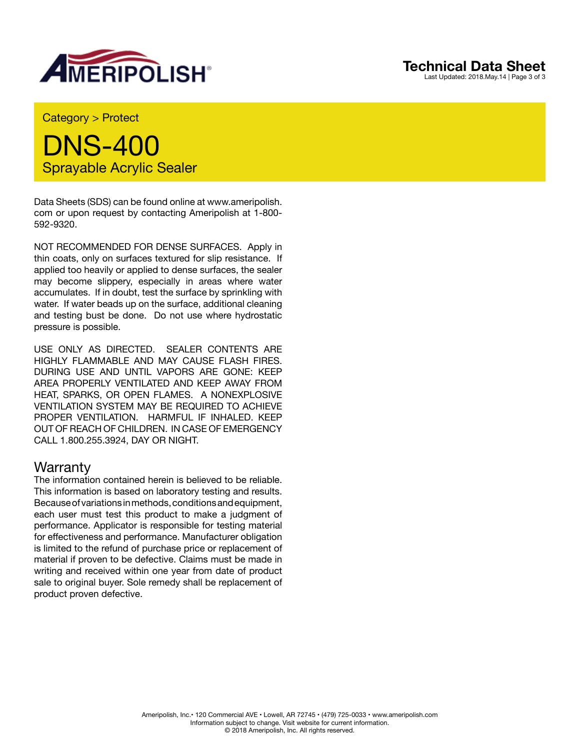Category > Protect

# DNS-400

## Sprayable Acrylic Sealer

Data Sheets (SDS) can be found online at www.ameripolish.com or upon request by contacting Ameripolish at 1-800-592-9320.

NOT RECOMMENDED FOR DENSE SURFACES. Apply in thin coats, only on surfaces textured for slip resistance. If applied too heavily or applied to dense surfaces, the sealer may become slippery, especially in areas where water accumulates. If in doubt, test the surface by sprinkling with water. If water beads up on the surface, additional cleaning and testing bust be done. Do not use where hydrostatic pressure is possible.

USE ONLY AS DIRECTED. SEALER CONTENTS ARE HIGHLY FLAMMABLE AND MAY CAUSE FLASH FIRES. DURING USE AND UNTIL VAPORS ARE GONE: KEEP AREA PROPERLY VENTILATED AND KEEP AWAY FROM HEAT, SPARKS, OR OPEN FLAMES. A NONEXPLOSIVE VENTILATION SYSTEM MAY BE REQUIRED TO ACHIEVE PROPER VENTILATION. HARMFUL IF INHALED. KEEP OUT OF REACH OF CHILDREN. IN CASE OF EMERGENCY CALL 1.800.255.3924, DAY OR NIGHT.

## Warranty

The information contained herein is believed to be reliable. This information is based on laboratory testing and results. Because of variations in methods, conditions and equipment, each user must test this product to make a judgment of performance. Applicator is responsible for testing material for effectiveness and performance. Manufacturer obligation is limited to the refund of purchase price or replacement of material if proven to be defective. Claims must be made in writing and received within one year from date of product sale to original buyer. Sole remedy shall be replacement of product proven defective.